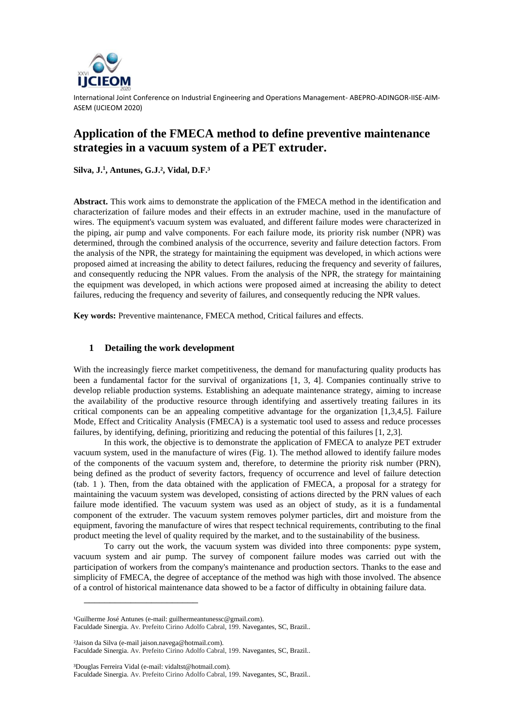International Joint Conference on Industrial Engineering and Operations Management- ABEPRO-ADINGOR-IISE-AIM-ASEM (IJCIEOM 2020)

# Application of the FMECA method to define preventive maintenance strategies in a vacuum system of a PET extruder.

**Silva, J.[1], Antunes, G.J.[2], Vidal, D.F.[3]**

**Abstract.** This work aims to demonstrate the application of the FMECA method in the identification and characterization of failure modes and their effects in an extruder machine, used in the manufacture of wires. The equipment's vacuum system was evaluated, and different failure modes were characterized in the piping, air pump and valve components. For each failure mode, its priority risk number (NPR) was determined, through the combined analysis of the occurrence, severity and failure detection factors. From the analysis of the NPR, the strategy for maintaining the equipment was developed, in which actions were proposed aimed at increasing the ability to detect failures, reducing the frequency and severity of failures, and consequently reducing the NPR values. From the analysis of the NPR, the strategy for maintaining the equipment was developed, in which actions were proposed aimed at increasing the ability to detect failures, reducing the frequency and severity of failures, and consequently reducing the NPR values.

**Key words:** Preventive maintenance, FMECA method, Critical failures and effects.

## 1 Detailing the work development

With the increasingly fierce market competitiveness, the demand for manufacturing quality products has been a fundamental factor for the survival of organizations [1, 3, 4]. Companies continually strive to develop reliable production systems. Establishing an adequate maintenance strategy, aiming to increase the availability of the productive resource through identifying and assertively treating failures in its critical components can be an appealing competitive advantage for the organization [1,3,4,5]. Failure Mode, Effect and Criticality Analysis (FMECA) is a systematic tool used to assess and reduce processes failures, by identifying, defining, prioritizing and reducing the potential of this failures [1, 2,3].

In this work, the objective is to demonstrate the application of FMECA to analyze PET extruder vacuum system, used in the manufacture of wires (Fig. 1). The method allowed to identify failure modes of the components of the vacuum system and, therefore, to determine the priority risk number (PRN), being defined as the product of severity factors, frequency of occurrence and level of failure detection (tab. 1 ). Then, from the data obtained with the application of FMECA, a proposal for a strategy for maintaining the vacuum system was developed, consisting of actions directed by the PRN values of each failure mode identified. The vacuum system was used as an object of study, as it is a fundamental component of the extruder. The vacuum system removes polymer particles, dirt and moisture from the equipment, favoring the manufacture of wires that respect technical requirements, contributing to the final product meeting the level of quality required by the market, and to the sustainability of the business.

To carry out the work, the vacuum system was divided into three components: pype system, vacuum system and air pump. The survey of component failure modes was carried out with the participation of workers from the company's maintenance and production sectors. Thanks to the ease and simplicity of FMECA, the degree of acceptance of the method was high with those involved. The absence of a control of historical maintenance data showed to be a factor of difficulty in obtaining failure data.

---

[1]Guilherme José Antunes (e-mail: guilhermeantunessc@gmail.com).
Faculdade Sinergia. Av. Prefeito Cirino Adolfo Cabral, 199. Navegantes, SC, Brazil..

[2]Jaison da Silva (e-mail jaison.navega@hotmail.com).
Faculdade Sinergia. Av. Prefeito Cirino Adolfo Cabral, 199. Navegantes, SC, Brazil..

[3]Douglas Ferreira Vidal (e-mail: vidaltst@hotmail.com).
Faculdade Sinergia. Av. Prefeito Cirino Adolfo Cabral, 199. Navegantes, SC, Brazil..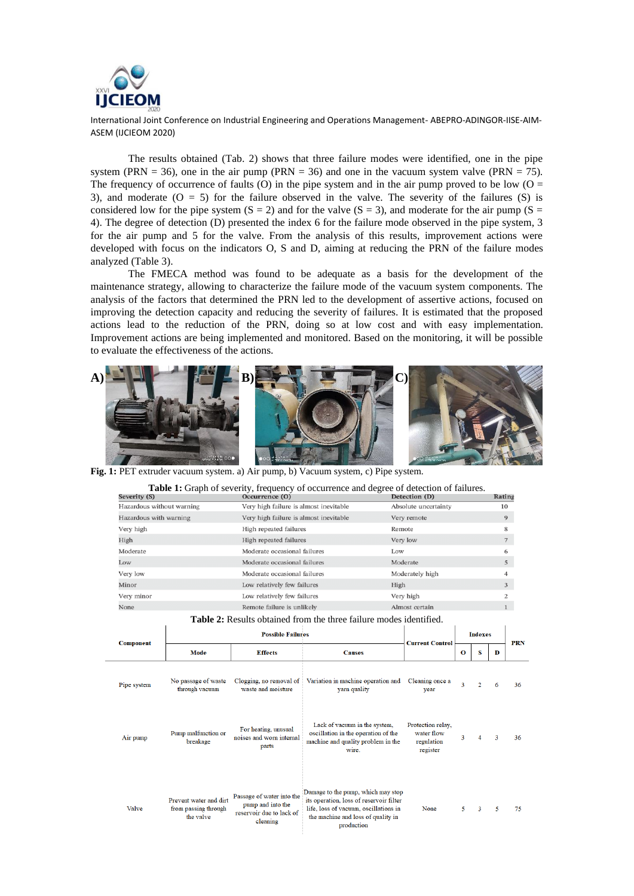The results obtained (Tab. 2) shows that three failure modes were identified, one in the pipe system (PRN = 36), one in the air pump (PRN = 36) and one in the vacuum system valve (PRN = 75). The frequency of occurrence of faults (O) in the pipe system and in the air pump proved to be low (O = 3), and moderate (O = 5) for the failure observed in the valve. The severity of the failures (S) is considered low for the pipe system (S = 2) and for the valve (S = 3), and moderate for the air pump (S = 4). The degree of detection (D) presented the index 6 for the failure mode observed in the pipe system, 3 for the air pump and 5 for the valve. From the analysis of this results, improvement actions were developed with focus on the indicators O, S and D, aiming at reducing the PRN of the failure modes analyzed (Table 3).

The FMECA method was found to be adequate as a basis for the development of the maintenance strategy, allowing to characterize the failure mode of the vacuum system components. The analysis of the factors that determined the PRN led to the development of assertive actions, focused on improving the detection capacity and reducing the severity of failures. It is estimated that the proposed actions lead to the reduction of the PRN, doing so at low cost and with easy implementation. Improvement actions are being implemented and monitored. Based on the monitoring, it will be possible to evaluate the effectiveness of the actions.

**Fig. 1:** PET extruder vacuum system. a) Air pump, b) Vacuum system, c) Pipe system.

**Table 1:** Graph of severity, frequency of occurrence and degree of detection of failures.

| Severity (S) | Occurrence (O) | Detection (D) | Rating |
|---|---|---|---|
| Hazardous without warning | Very high failure is almost inevitable | Absolute uncertainty | 10 |
| Hazardous with warning | Very high failure is almost inevitable | Very remote | 9 |
| Very high | High repeated failures | Remote | 8 |
| High | High repeated failures | Very low | 7 |
| Moderate | Moderate occasional failures | Low | 6 |
| Low | Moderate occasional failures | Moderate | 5 |
| Very low | Moderate occasional failures | Moderately high | 4 |
| Minor | Low relatively few failures | High | 3 |
| Very minor | Low relatively few failures | Very high | 2 |
| None | Remote failure is unlikely | Almost certain | 1 |

**Table 2:** Results obtained from the three failure modes identified.

| Component | Possible Failures | | | Current Control | Indexes | | | PRN |
|---|---|---|---|---|---|---|---|---|
| | Mode | Effects | Causes | | O | S | D | |
| Pipe system | No passage of waste through vacuum | Clogging, no removal of waste and moisture | Variation in machine operation and yarn quality | Cleaning once a year | 3 | 2 | 6 | 36 |
| Air pump | Pump malfunction or breakage | For heating, unusual noises and worn internal parts | Lack of vacuum in the system, oscillation in the operation of the machine and quality problem in the wire. | Protection relay, water flow regulation register | 3 | 4 | 3 | 36 |
| Valve | Prevent water and dirt from passing through the valve | Passage of water into the pump and into the reservoir due to lack of cleaning | Damage to the pump, which may stop its operation, loss of reservoir filter life, loss of vacuum, oscillations in the machine and loss of quality in production | None | 5 | 3 | 5 | 75 |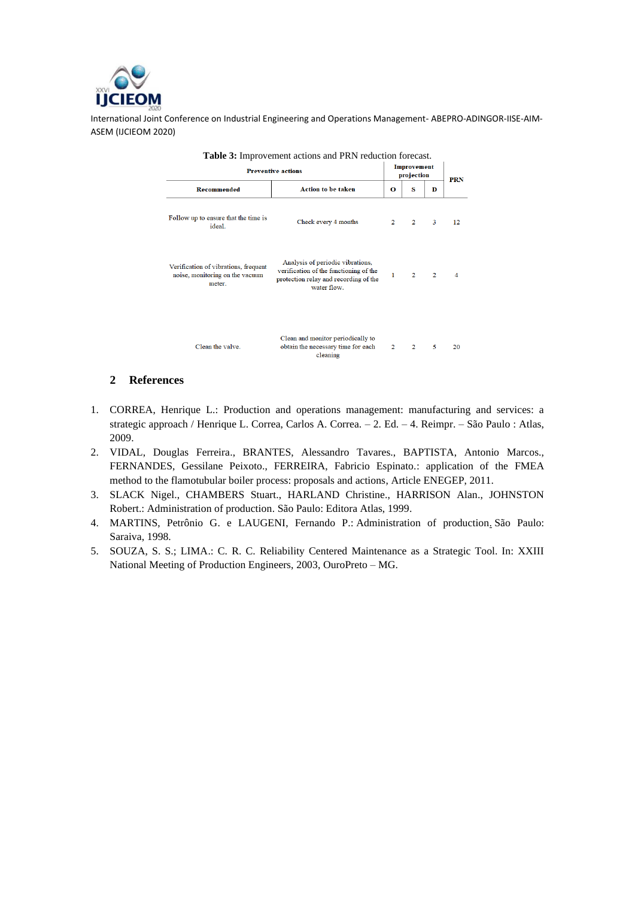**Table 3:** Improvement actions and PRN reduction forecast.

| Preventive actions | | Improvement projection | | | PRN |
|---|---|---|---|---|---|
| Recommended | Action to be taken | O | S | D | |
| Follow up to ensure that the time is ideal. | Check every 4 months | 2 | 2 | 3 | 12 |
| Verification of vibrations, frequent noise, monitoring on the vacuum meter. | Analysis of periodic vibrations, verification of the functioning of the protection relay and recording of the water flow. | 1 | 2 | 2 | 4 |
| Clean the valve. | Clean and monitor periodically to obtain the necessary time for each cleaning | 2 | 2 | 5 | 20 |

## 2 References

1. CORREA, Henrique L.: Production and operations management: manufacturing and services: a strategic approach / Henrique L. Correa, Carlos A. Correa. – 2. Ed. – 4. Reimpr. – São Paulo : Atlas, 2009.
2. VIDAL, Douglas Ferreira., BRANTES, Alessandro Tavares., BAPTISTA, Antonio Marcos., FERNANDES, Gessilane Peixoto., FERREIRA, Fabricio Espinato.: application of the FMEA method to the flamotubular boiler process: proposals and actions, Article ENEGEP, 2011.
3. SLACK Nigel., CHAMBERS Stuart., HARLAND Christine., HARRISON Alan., JOHNSTON Robert.: Administration of production. São Paulo: Editora Atlas, 1999.
4. MARTINS, Petrônio G. e LAUGENI, Fernando P.: Administration of production. São Paulo: Saraiva, 1998.
5. SOUZA, S. S.; LIMA.: C. R. C. Reliability Centered Maintenance as a Strategic Tool. In: XXIII National Meeting of Production Engineers, 2003, OuroPreto – MG.